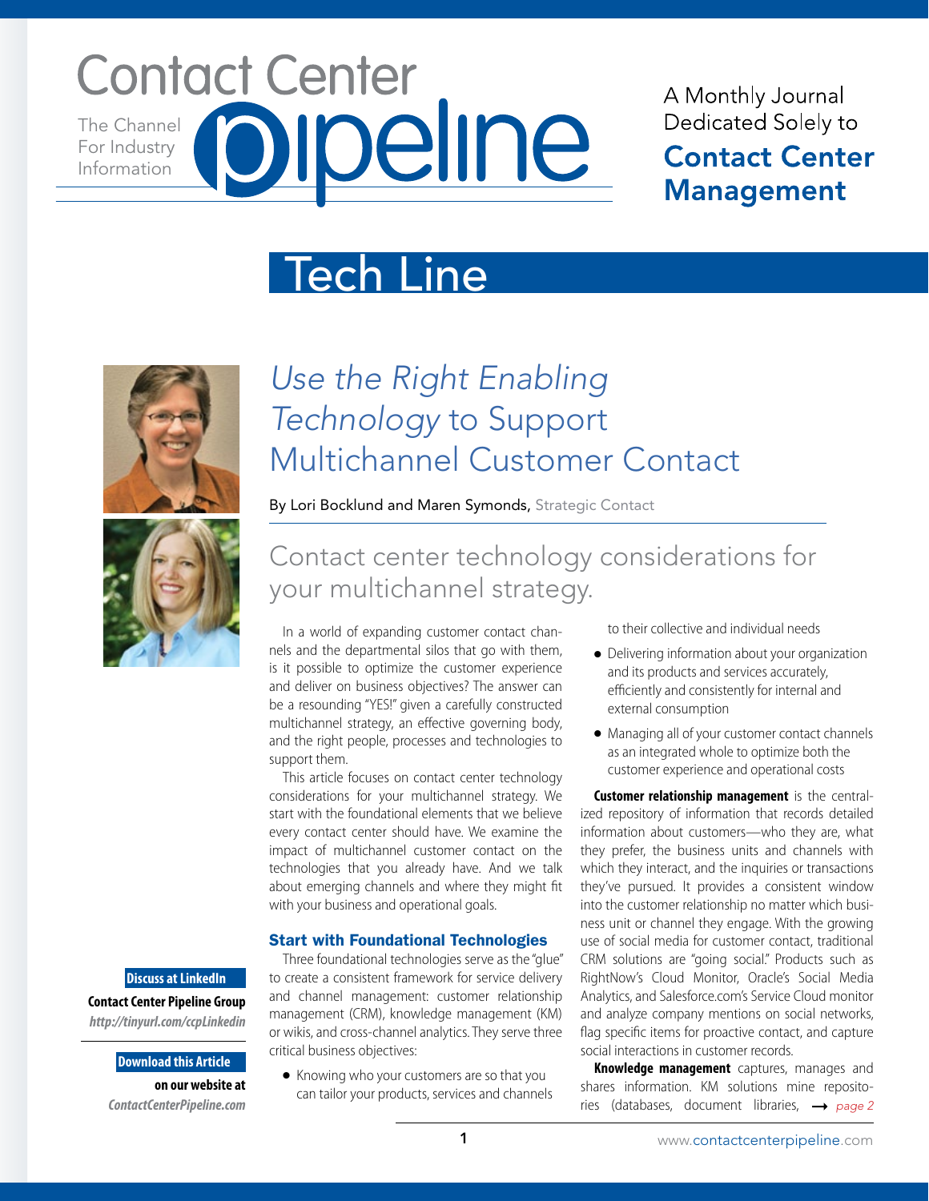# Contact Center Pipeline

The Channel For Industry Information

A Monthly Journal Dedicated Solely to **Contact Center Management**

## Tech Line

# *Use the Right Enabling Technology* to Support Multichannel Customer Contact

By Lori Bocklund and Maren Symonds, Strategic Contact

## Contact center technology considerations for your multichannel strategy.

In a world of expanding customer contact channels and the departmental silos that go with them, is it possible to optimize the customer experience and deliver on business objectives? The answer can be a resounding "YES!" given a carefully constructed multichannel strategy, an effective governing body, and the right people, processes and technologies to support them.

This article focuses on contact center technology considerations for your multichannel strategy. We start with the foundational elements that we believe every contact center should have. We examine the impact of multichannel customer contact on the technologies that you already have. And we talk about emerging channels and where they might fit with your business and operational goals.

### Start with Foundational Technologies

Three foundational technologies serve as the "glue" to create a consistent framework for service delivery and channel management: customer relationship management (CRM), knowledge management (KM) or wikis, and cross-channel analytics. They serve three critical business objectives:

- Knowing who your customers are so that you can tailor your products, services and channels to their collective and individual needs
- Delivering information about your organization and its products and services accurately, efficiently and consistently for internal and external consumption
- Managing all of your customer contact channels as an integrated whole to optimize both the customer experience and operational costs

**Customer relationship management** is the centralized repository of information that records detailed information about customers—who they are, what they prefer, the business units and channels with which they interact, and the inquiries or transactions they've pursued. It provides a consistent window into the customer relationship no matter which business unit or channel they engage. With the growing use of social media for customer contact, traditional CRM solutions are "going social." Products such as RightNow's Cloud Monitor, Oracle's Social Media Analytics, and Salesforce.com's Service Cloud monitor and analyze company mentions on social networks, flag specific items for proactive contact, and capture social interactions in customer records.

**Knowledge management** captures, manages and shares information. KM solutions mine repositories (databases, document libraries, → *page 2*

**Discuss at LinkedIn**

**Contact Center Pipeline Group**

***http://tinyurl.com/ccpLinkedin***

**Download this Article**

**on our website at**

***ContactCenterPipeline.com***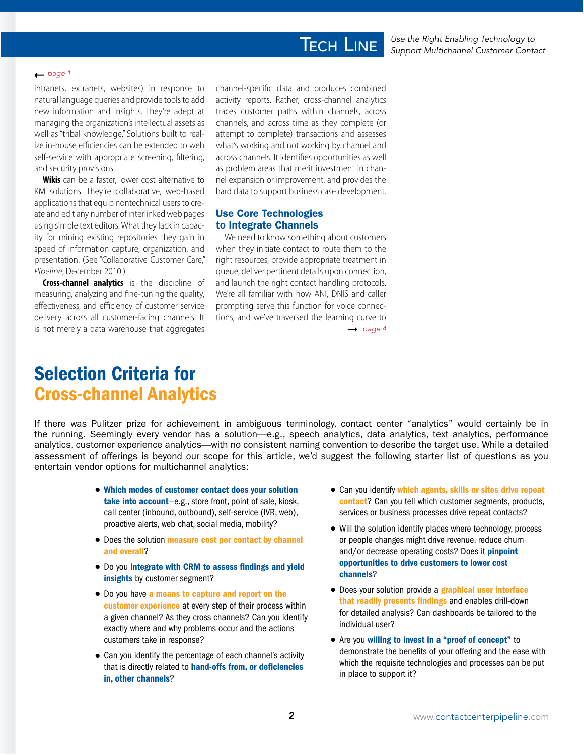← *page 1*

intranets, extranets, websites) in response to natural language queries and provide tools to add new information and insights. They're adept at managing the organization's intellectual assets as well as "tribal knowledge." Solutions built to realize in-house efficiencies can be extended to web self-service with appropriate screening, filtering, and security provisions.

**Wikis** can be a faster, lower cost alternative to KM solutions. They're collaborative, web-based applications that equip nontechnical users to create and edit any number of interlinked web pages using simple text editors. What they lack in capacity for mining existing repositories they gain in speed of information capture, organization, and presentation. (See "Collaborative Customer Care," *Pipeline*, December 2010.)

**Cross-channel analytics** is the discipline of measuring, analyzing and fine-tuning the quality, effectiveness, and efficiency of customer service delivery across all customer-facing channels. It is not merely a data warehouse that aggregates channel-specific data and produces combined activity reports. Rather, cross-channel analytics traces customer paths within channels, across channels, and across time as they complete (or attempt to complete) transactions and assesses what's working and not working by channel and across channels. It identifies opportunities as well as problem areas that merit investment in channel expansion or improvement, and provides the hard data to support business case development.

### Use Core Technologies to Integrate Channels

We need to know something about customers when they initiate contact to route them to the right resources, provide appropriate treatment in queue, deliver pertinent details upon connection, and launch the right contact handling protocols. We're all familiar with how ANI, DNIS and caller prompting serve this function for voice connections, and we've traversed the learning curve to

→ *page 4*

## Selection Criteria for Cross-channel Analytics

If there was Pulitzer prize for achievement in ambiguous terminology, contact center "analytics" would certainly be in the running. Seemingly every vendor has a solution—e.g., speech analytics, data analytics, text analytics, performance analytics, customer experience analytics—with no consistent naming convention to describe the target use. While a detailed assessment of offerings is beyond our scope for this article, we'd suggest the following starter list of questions as you entertain vendor options for multichannel analytics:

- **Which modes of customer contact does your solution take into account**—e.g., store front, point of sale, kiosk, call center (inbound, outbound), self-service (IVR, web), proactive alerts, web chat, social media, mobility?
- Does the solution **measure cost per contact by channel and overall**?
- Do you **integrate with CRM to assess findings and yield insights** by customer segment?
- Do you have **a means to capture and report on the customer experience** at every step of their process within a given channel? As they cross channels? Can you identify exactly where and why problems occur and the actions customers take in response?
- Can you identify the percentage of each channel's activity that is directly related to **hand-offs from, or deficiencies in, other channels**?
- Can you identify **which agents, skills or sites drive repeat contact**? Can you tell which customer segments, products, services or business processes drive repeat contacts?
- Will the solution identify places where technology, process or people changes might drive revenue, reduce churn and/or decrease operating costs? Does it **pinpoint opportunities to drive customers to lower cost channels**?
- Does your solution provide a **graphical user interface that readily presents findings** and enables drill-down for detailed analysis? Can dashboards be tailored to the individual user?
- Are you **willing to invest in a "proof of concept"** to demonstrate the benefits of your offering and the ease with which the requisite technologies and processes can be put in place to support it?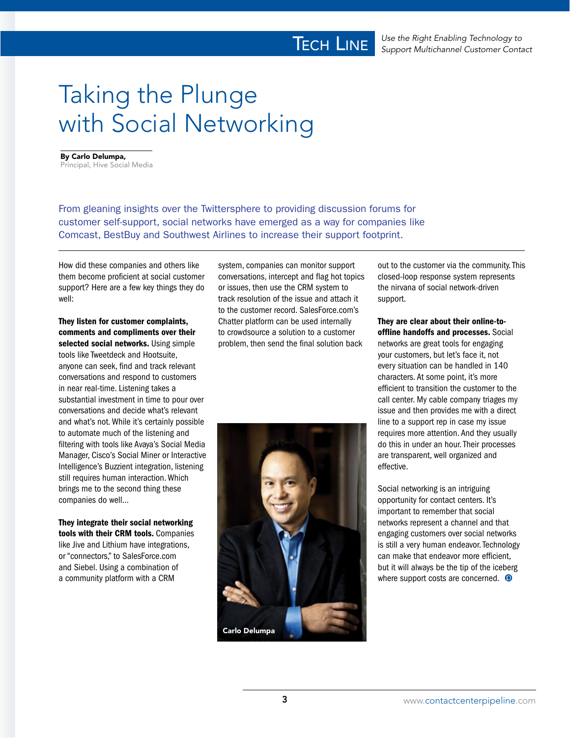# Taking the Plunge with Social Networking

**By Carlo Delumpa,**
Principal, Hive Social Media

From gleaning insights over the Twittersphere to providing discussion forums for customer self-support, social networks have emerged as a way for companies like Comcast, BestBuy and Southwest Airlines to increase their support footprint.

How did these companies and others like them become proficient at social customer support? Here are a few key things they do well:

**They listen for customer complaints, comments and compliments over their selected social networks.** Using simple tools like Tweetdeck and Hootsuite, anyone can seek, find and track relevant conversations and respond to customers in near real-time. Listening takes a substantial investment in time to pour over conversations and decide what's relevant and what's not. While it's certainly possible to automate much of the listening and filtering with tools like Avaya's Social Media Manager, Cisco's Social Miner or Interactive Intelligence's Buzzient integration, listening still requires human interaction. Which brings me to the second thing these companies do well...

**They integrate their social networking tools with their CRM tools.** Companies like Jive and Lithium have integrations, or "connectors," to SalesForce.com and Siebel. Using a combination of a community platform with a CRM system, companies can monitor support conversations, intercept and flag hot topics or issues, then use the CRM system to track resolution of the issue and attach it to the customer record. SalesForce.com's Chatter platform can be used internally to crowdsource a solution to a customer problem, then send the final solution back out to the customer via the community. This closed-loop response system represents the nirvana of social network-driven support.

Carlo Delumpa

**They are clear about their online-to-offline handoffs and processes.** Social networks are great tools for engaging your customers, but let's face it, not every situation can be handled in 140 characters. At some point, it's more efficient to transition the customer to the call center. My cable company triages my issue and then provides me with a direct line to a support rep in case my issue requires more attention. And they usually do this in under an hour. Their processes are transparent, well organized and effective.

Social networking is an intriguing opportunity for contact centers. It's important to remember that social networks represent a channel and that engaging customers over social networks is still a very human endeavor. Technology can make that endeavor more efficient, but it will always be the tip of the iceberg where support costs are concerned.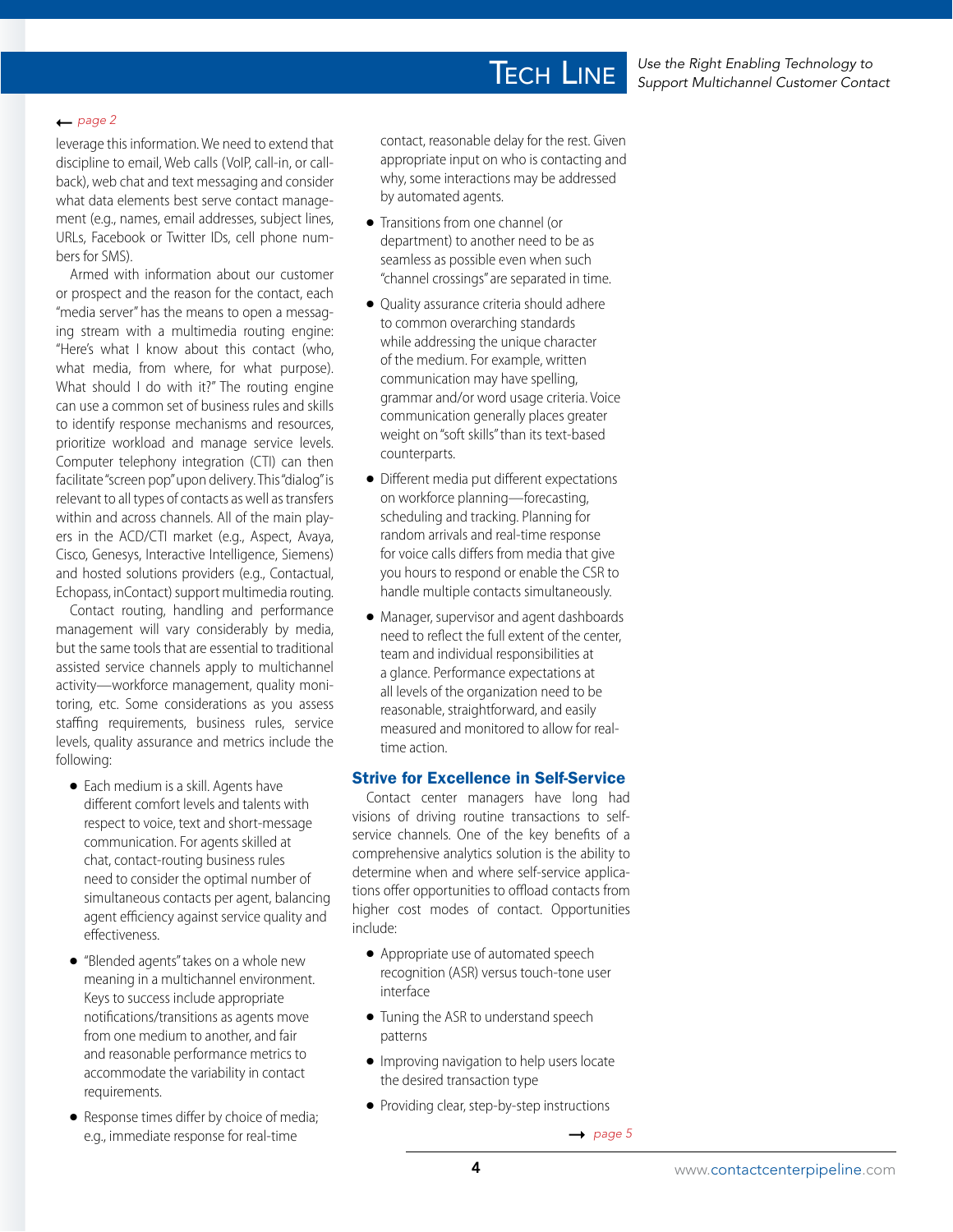← *page 2*

leverage this information. We need to extend that discipline to email, Web calls (VoIP, call-in, or callback), web chat and text messaging and consider what data elements best serve contact management (e.g., names, email addresses, subject lines, URLs, Facebook or Twitter IDs, cell phone numbers for SMS).

Armed with information about our customer or prospect and the reason for the contact, each "media server" has the means to open a messaging stream with a multimedia routing engine: "Here's what I know about this contact (who, what media, from where, for what purpose). What should I do with it?" The routing engine can use a common set of business rules and skills to identify response mechanisms and resources, prioritize workload and manage service levels. Computer telephony integration (CTI) can then facilitate "screen pop" upon delivery. This "dialog" is relevant to all types of contacts as well as transfers within and across channels. All of the main players in the ACD/CTI market (e.g., Aspect, Avaya, Cisco, Genesys, Interactive Intelligence, Siemens) and hosted solutions providers (e.g., Contactual, Echopass, inContact) support multimedia routing.

Contact routing, handling and performance management will vary considerably by media, but the same tools that are essential to traditional assisted service channels apply to multichannel activity—workforce management, quality monitoring, etc. Some considerations as you assess staffing requirements, business rules, service levels, quality assurance and metrics include the following:

- Each medium is a skill. Agents have different comfort levels and talents with respect to voice, text and short-message communication. For agents skilled at chat, contact-routing business rules need to consider the optimal number of simultaneous contacts per agent, balancing agent efficiency against service quality and effectiveness.
- "Blended agents" takes on a whole new meaning in a multichannel environment. Keys to success include appropriate notifications/transitions as agents move from one medium to another, and fair and reasonable performance metrics to accommodate the variability in contact requirements.
- Response times differ by choice of media; e.g., immediate response for real-time contact, reasonable delay for the rest. Given appropriate input on who is contacting and why, some interactions may be addressed by automated agents.
- Transitions from one channel (or department) to another need to be as seamless as possible even when such "channel crossings" are separated in time.
- Quality assurance criteria should adhere to common overarching standards while addressing the unique character of the medium. For example, written communication may have spelling, grammar and/or word usage criteria. Voice communication generally places greater weight on "soft skills" than its text-based counterparts.
- Different media put different expectations on workforce planning—forecasting, scheduling and tracking. Planning for random arrivals and real-time response for voice calls differs from media that give you hours to respond or enable the CSR to handle multiple contacts simultaneously.
- Manager, supervisor and agent dashboards need to reflect the full extent of the center, team and individual responsibilities at a glance. Performance expectations at all levels of the organization need to be reasonable, straightforward, and easily measured and monitored to allow for real-time action.

## Strive for Excellence in Self-Service

Contact center managers have long had visions of driving routine transactions to self-service channels. One of the key benefits of a comprehensive analytics solution is the ability to determine when and where self-service applications offer opportunities to offload contacts from higher cost modes of contact. Opportunities include:

- Appropriate use of automated speech recognition (ASR) versus touch-tone user interface
- Tuning the ASR to understand speech patterns
- Improving navigation to help users locate the desired transaction type
- Providing clear, step-by-step instructions

→ *page 5*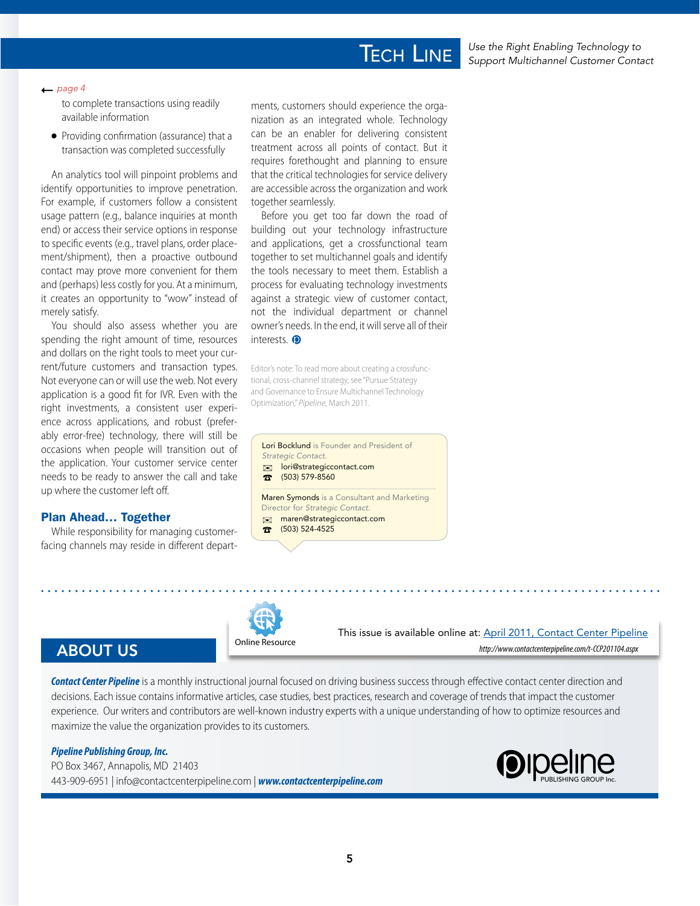← *page 4*

to complete transactions using readily available information

- Providing confirmation (assurance) that a transaction was completed successfully

An analytics tool will pinpoint problems and identify opportunities to improve penetration. For example, if customers follow a consistent usage pattern (e.g., balance inquiries at month end) or access their service options in response to specific events (e.g., travel plans, order placement/shipment), then a proactive outbound contact may prove more convenient for them and (perhaps) less costly for you. At a minimum, it creates an opportunity to "wow" instead of merely satisfy.

You should also assess whether you are spending the right amount of time, resources and dollars on the right tools to meet your current/future customers and transaction types. Not everyone can or will use the web. Not every application is a good fit for IVR. Even with the right investments, a consistent user experience across applications, and robust (preferably error-free) technology, there will still be occasions when people will transition out of the application. Your customer service center needs to be ready to answer the call and take up where the customer left off.

## Plan Ahead… Together

While responsibility for managing customer-facing channels may reside in different departments, customers should experience the organization as an integrated whole. Technology can be an enabler for delivering consistent treatment across all points of contact. But it requires forethought and planning to ensure that the critical technologies for service delivery are accessible across the organization and work together seamlessly.

Before you get too far down the road of building out your technology infrastructure and applications, get a crossfunctional team together to set multichannel goals and identify the tools necessary to meet them. Establish a process for evaluating technology investments against a strategic view of customer contact, not the individual department or channel owner's needs. In the end, it will serve all of their interests.

Editor's note: To read more about creating a crossfunctional, cross-channel strategy, see "Pursue Strategy and Governance to Ensure Multichannel Technology Optimization," *Pipeline*, March 2011.

Lori Bocklund is Founder and President of *Strategic Contact*.
lori@strategiccontact.com
(503) 579-8560

Maren Symonds is a Consultant and Marketing Director for *Strategic Contact*.
maren@strategiccontact.com
(503) 524-4525

Online Resource

This issue is available online at: April 2011, Contact Center Pipeline
*http://www.contactcenterpipeline.com/t-CCP201104.aspx*

## ABOUT US

***Contact Center Pipeline*** is a monthly instructional journal focused on driving business success through effective contact center direction and decisions. Each issue contains informative articles, case studies, best practices, research and coverage of trends that impact the customer experience. Our writers and contributors are well-known industry experts with a unique understanding of how to optimize resources and maximize the value the organization provides to its customers.

***Pipeline Publishing Group, Inc.***
PO Box 3467, Annapolis, MD 21403
443-909-6951 | info@contactcenterpipeline.com | ***www.contactcenterpipeline.com***

pipeline PUBLISHING GROUP Inc.